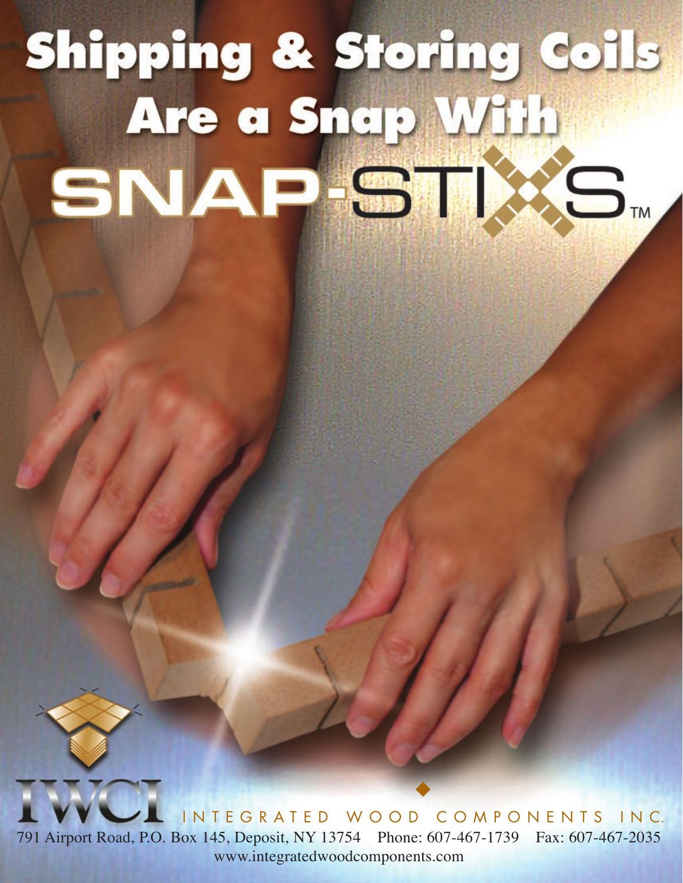# Shipping & Storing Coils Are a Snap With SNAP-STIXS™

IWCI

INTEGRATED WOOD COMPONENTS INC.

791 Airport Road, P.O. Box 145, Deposit, NY 13754 Phone: 607-467-1739 Fax: 607-467-2035

www.integratedwoodcomponents.com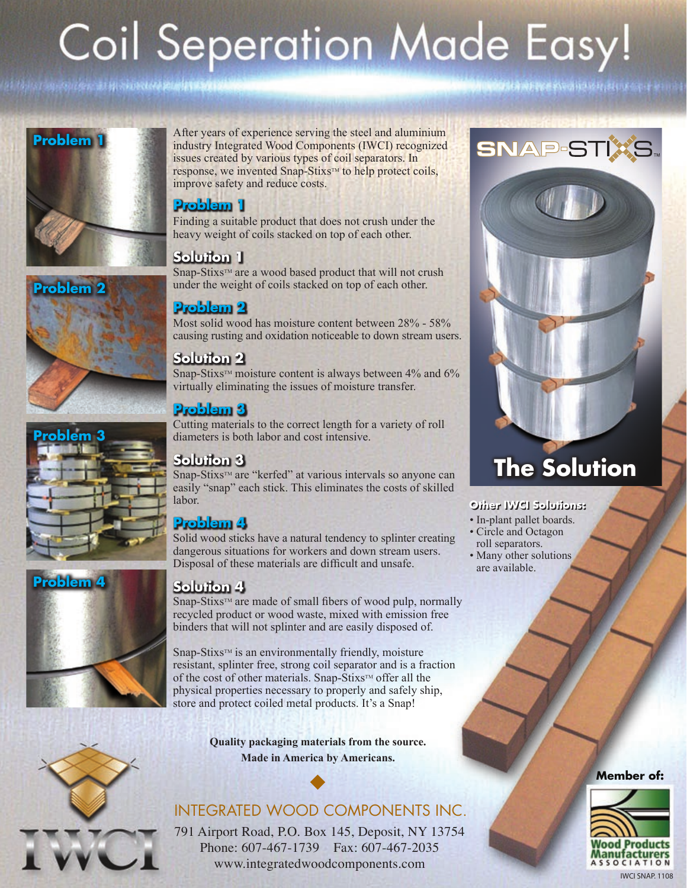# Coil Seperation Made Easy!

After years of experience serving the steel and aluminium industry Integrated Wood Components (IWCI) recognized issues created by various types of coil separators. In response, we invented Snap-Stixs™ to help protect coils, improve safety and reduce costs.

## Problem 1

Finding a suitable product that does not crush under the heavy weight of coils stacked on top of each other.

## Solution 1

Snap-Stixs™ are a wood based product that will not crush under the weight of coils stacked on top of each other.

## Problem 2

Most solid wood has moisture content between 28% - 58% causing rusting and oxidation noticeable to down stream users.

## Solution 2

Snap-Stixs™ moisture content is always between 4% and 6% virtually eliminating the issues of moisture transfer.

## Problem 3

Cutting materials to the correct length for a variety of roll diameters is both labor and cost intensive.

## Solution 3

Snap-Stixs™ are "kerfed" at various intervals so anyone can easily "snap" each stick. This eliminates the costs of skilled labor.

## Problem 4

Solid wood sticks have a natural tendency to splinter creating dangerous situations for workers and down stream users. Disposal of these materials are difficult and unsafe.

## Solution 4

Snap-Stixs™ are made of small fibers of wood pulp, normally recycled product or wood waste, mixed with emission free binders that will not splinter and are easily disposed of.

Snap-Stixs™ is an environmentally friendly, moisture resistant, splinter free, strong coil separator and is a fraction of the cost of other materials. Snap-Stixs™ offer all the physical properties necessary to properly and safely ship, store and protect coiled metal products. It's a Snap!

SNAP-STIXS™

## The Solution

### Other IWCI Solutions:

- In-plant pallet boards.
- Circle and Octagon roll separators.
- Many other solutions are available.

**Quality packaging materials from the source.**
**Made in America by Americans.**

INTEGRATED WOOD COMPONENTS INC.

791 Airport Road, P.O. Box 145, Deposit, NY 13754
Phone: 607-467-1739 Fax: 607-467-2035
www.integratedwoodcomponents.com

IWCI

**Member of:**

Wood Products Manufacturers Association

IWCI SNAP. 1108